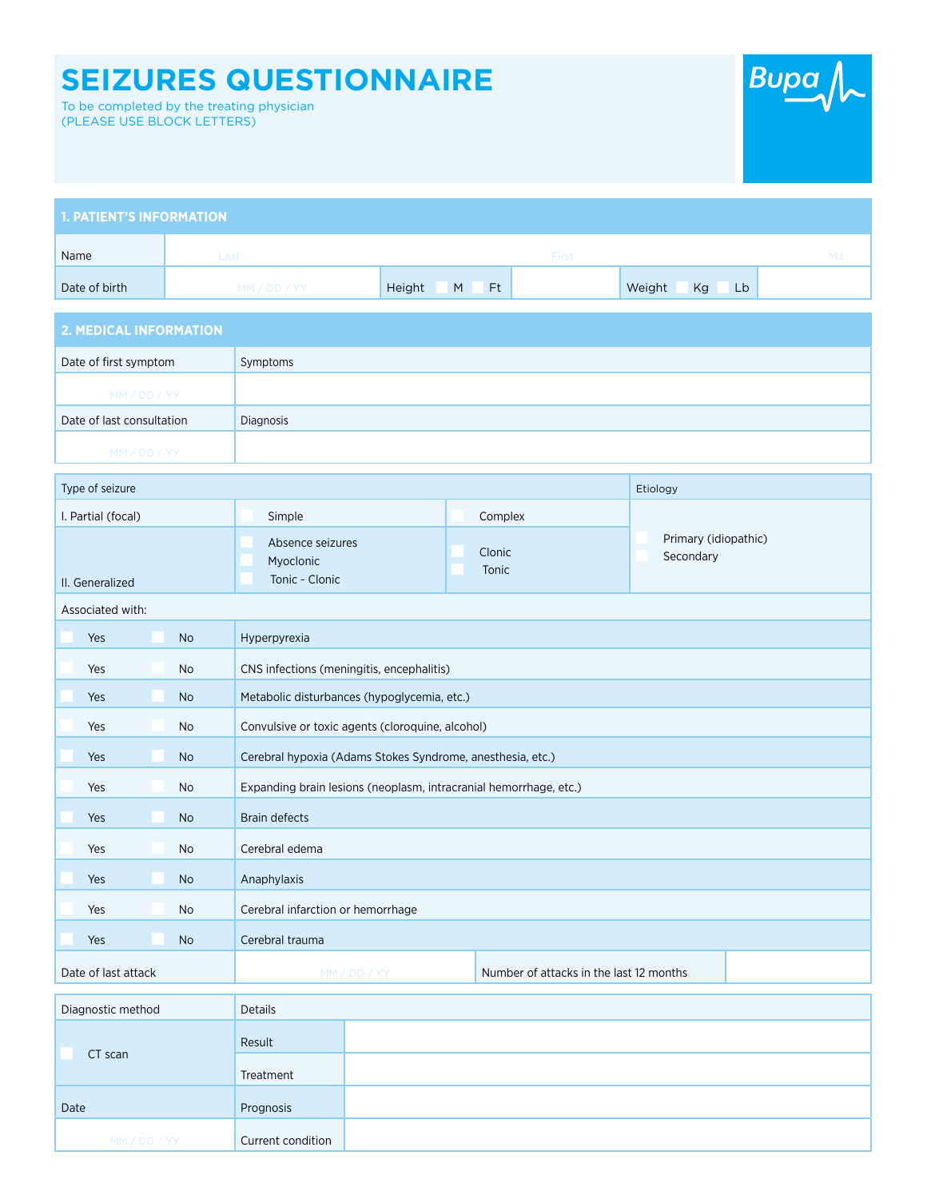# SEIZURES QUESTIONNAIRE

To be completed by the treating physician
(PLEASE USE BLOCK LETTERS)

Bupa

## 1. PATIENT'S INFORMATION

| Name | Last | | First | | M.I. |
|---|---|---|---|---|---|
| Date of birth | MM / DD / YY | Height ☐ M ☐ Ft | | Weight ☐ Kg ☐ Lb | |

## 2. MEDICAL INFORMATION

| Date of first symptom | Symptoms |
|---|---|
| MM / DD / YY | |
| **Date of last consultation** | **Diagnosis** |
| MM / DD / YY | |

| Type of seizure | | | Etiology |
|---|---|---|---|
| I. Partial (focal) | ☐ Simple | ☐ Complex | ☐ Primary (idiopathic)<br>☐ Secondary |
| II. Generalized | ☐ Absence seizures<br>☐ Myoclonic<br>☐ Tonic - Clonic | ☐ Clonic<br>☐ Tonic | |

Associated with:

| | | |
|---|---|---|
| ☐ Yes | ☐ No | Hyperpyrexia |
| ☐ Yes | ☐ No | CNS infections (meningitis, encephalitis) |
| ☐ Yes | ☐ No | Metabolic disturbances (hypoglycemia, etc.) |
| ☐ Yes | ☐ No | Convulsive or toxic agents (cloroquine, alcohol) |
| ☐ Yes | ☐ No | Cerebral hypoxia (Adams Stokes Syndrome, anesthesia, etc.) |
| ☐ Yes | ☐ No | Expanding brain lesions (neoplasm, intracranial hemorrhage, etc.) |
| ☐ Yes | ☐ No | Brain defects |
| ☐ Yes | ☐ No | Cerebral edema |
| ☐ Yes | ☐ No | Anaphylaxis |
| ☐ Yes | ☐ No | Cerebral infarction or hemorrhage |
| ☐ Yes | ☐ No | Cerebral trauma |

| Date of last attack | MM / DD / YY | Number of attacks in the last 12 months | |
|---|---|---|---|

| Diagnostic method | Details | |
|---|---|---|
| ☐ CT scan | Result | |
| | Treatment | |
| Date | Prognosis | |
| MM / DD / YY | Current condition | |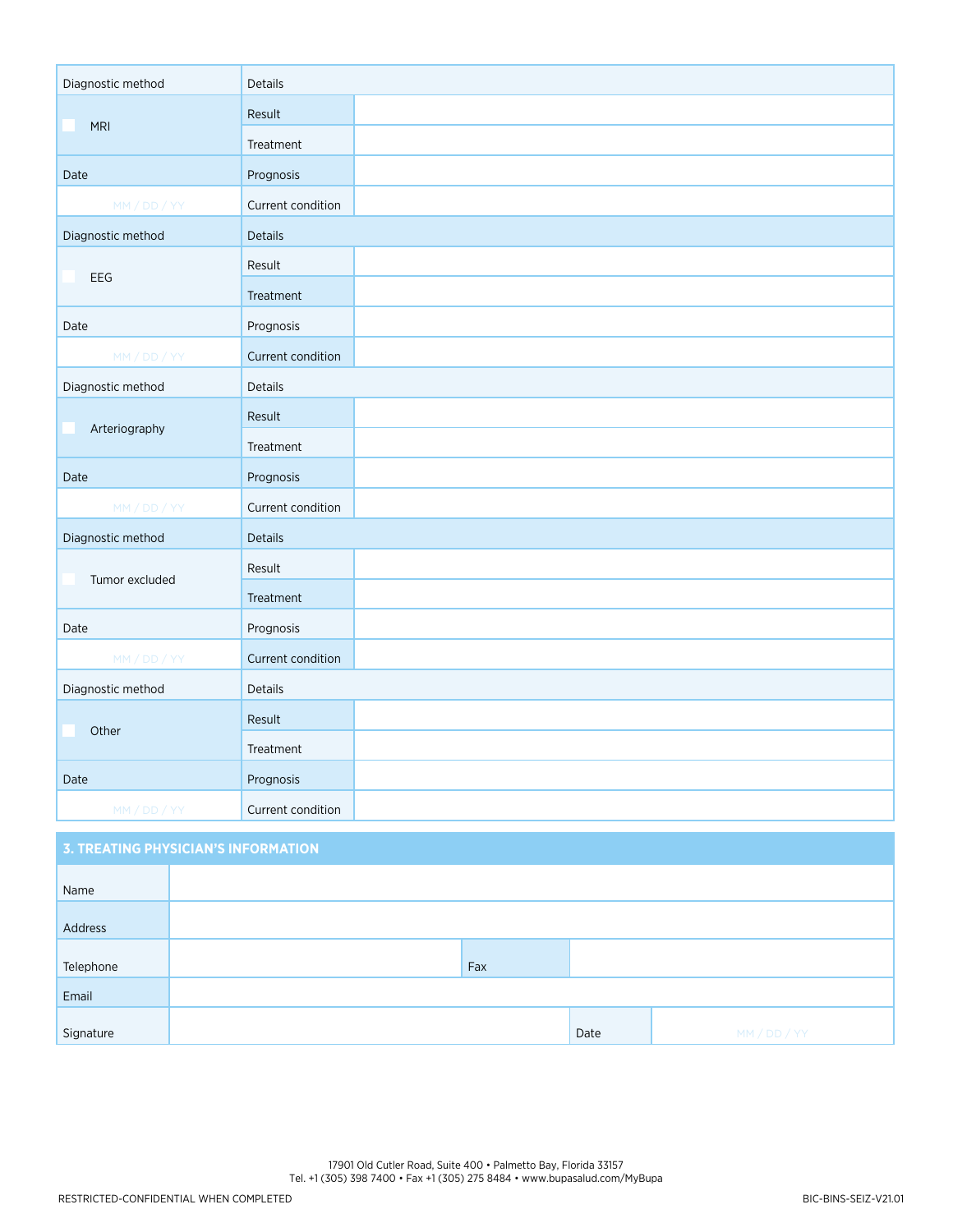| Diagnostic method | Details | |
|---|---|---|
| ☐ MRI | Result | |
| | Treatment | |
| Date | Prognosis | |
| MM / DD / YY | Current condition | |
| Diagnostic method | Details | |
| ☐ EEG | Result | |
| | Treatment | |
| Date | Prognosis | |
| MM / DD / YY | Current condition | |
| Diagnostic method | Details | |
| ☐ Arteriography | Result | |
| | Treatment | |
| Date | Prognosis | |
| MM / DD / YY | Current condition | |
| Diagnostic method | Details | |
| ☐ Tumor excluded | Result | |
| | Treatment | |
| Date | Prognosis | |
| MM / DD / YY | Current condition | |
| Diagnostic method | Details | |
| ☐ Other | Result | |
| | Treatment | |
| Date | Prognosis | |
| MM / DD / YY | Current condition | |

## 3. TREATING PHYSICIAN'S INFORMATION

| | | | |
|---|---|---|---|
| Name | | | |
| Address | | | |
| Telephone | | Fax | |
| Email | | | |
| Signature | | Date | MM / DD / YY |

17901 Old Cutler Road, Suite 400 • Palmetto Bay, Florida 33157
Tel. +1 (305) 398 7400 • Fax +1 (305) 275 8484 • www.bupasalud.com/MyBupa

RESTRICTED-CONFIDENTIAL WHEN COMPLETED

BIC-BINS-SEIZ-V21.01